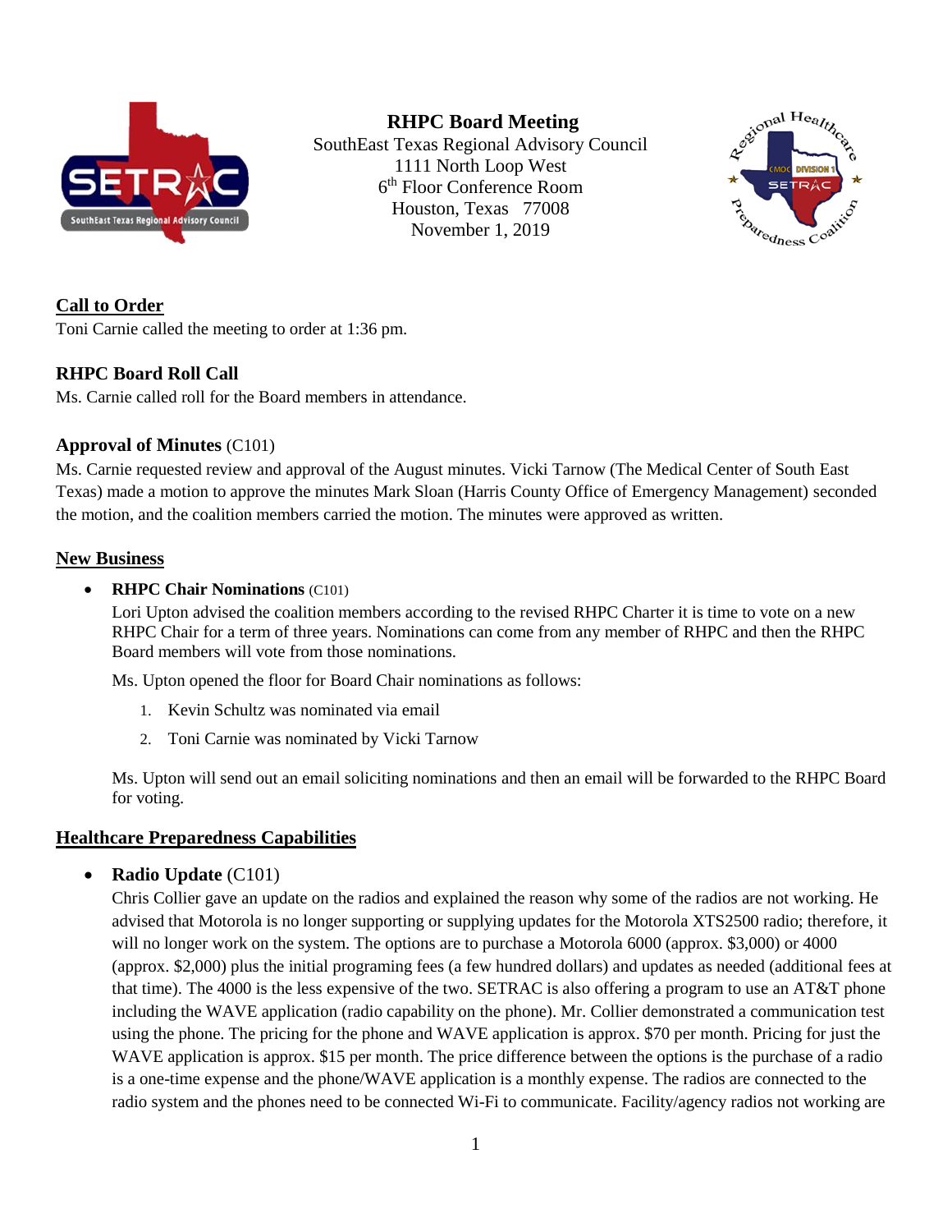# RHPC Board Meeting

SouthEast Texas Regional Advisory Council
1111 North Loop West
6th Floor Conference Room
Houston, Texas 77008
November 1, 2019

## Call to Order

Toni Carnie called the meeting to order at 1:36 pm.

## RHPC Board Roll Call

Ms. Carnie called roll for the Board members in attendance.

## Approval of Minutes (C101)

Ms. Carnie requested review and approval of the August minutes. Vicki Tarnow (The Medical Center of South East Texas) made a motion to approve the minutes Mark Sloan (Harris County Office of Emergency Management) seconded the motion, and the coalition members carried the motion. The minutes were approved as written.

## New Business

- **RHPC Chair Nominations** (C101)

  Lori Upton advised the coalition members according to the revised RHPC Charter it is time to vote on a new RHPC Chair for a term of three years. Nominations can come from any member of RHPC and then the RHPC Board members will vote from those nominations.

  Ms. Upton opened the floor for Board Chair nominations as follows:

  1. Kevin Schultz was nominated via email
  2. Toni Carnie was nominated by Vicki Tarnow

  Ms. Upton will send out an email soliciting nominations and then an email will be forwarded to the RHPC Board for voting.

## Healthcare Preparedness Capabilities

- **Radio Update** (C101)

  Chris Collier gave an update on the radios and explained the reason why some of the radios are not working. He advised that Motorola is no longer supporting or supplying updates for the Motorola XTS2500 radio; therefore, it will no longer work on the system. The options are to purchase a Motorola 6000 (approx. $3,000) or 4000 (approx. $2,000) plus the initial programing fees (a few hundred dollars) and updates as needed (additional fees at that time). The 4000 is the less expensive of the two. SETRAC is also offering a program to use an AT&T phone including the WAVE application (radio capability on the phone). Mr. Collier demonstrated a communication test using the phone. The pricing for the phone and WAVE application is approx. $70 per month. Pricing for just the WAVE application is approx. $15 per month. The price difference between the options is the purchase of a radio is a one-time expense and the phone/WAVE application is a monthly expense. The radios are connected to the radio system and the phones need to be connected Wi-Fi to communicate. Facility/agency radios not working are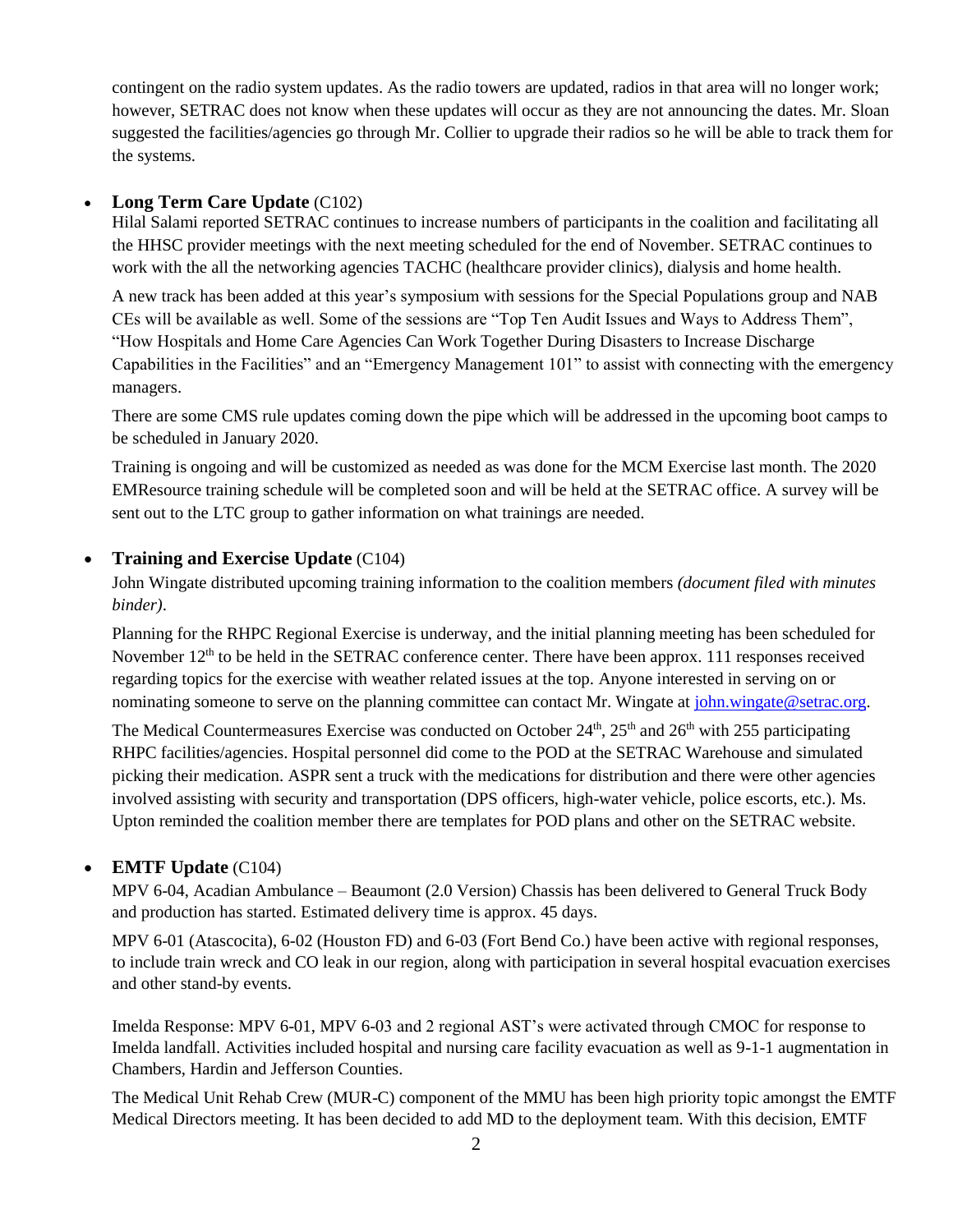contingent on the radio system updates. As the radio towers are updated, radios in that area will no longer work; however, SETRAC does not know when these updates will occur as they are not announcing the dates. Mr. Sloan suggested the facilities/agencies go through Mr. Collier to upgrade their radios so he will be able to track them for the systems.

- **Long Term Care Update** (C102)

  Hilal Salami reported SETRAC continues to increase numbers of participants in the coalition and facilitating all the HHSC provider meetings with the next meeting scheduled for the end of November. SETRAC continues to work with the all the networking agencies TACHC (healthcare provider clinics), dialysis and home health.

  A new track has been added at this year's symposium with sessions for the Special Populations group and NAB CEs will be available as well. Some of the sessions are "Top Ten Audit Issues and Ways to Address Them", "How Hospitals and Home Care Agencies Can Work Together During Disasters to Increase Discharge Capabilities in the Facilities" and an "Emergency Management 101" to assist with connecting with the emergency managers.

  There are some CMS rule updates coming down the pipe which will be addressed in the upcoming boot camps to be scheduled in January 2020.

  Training is ongoing and will be customized as needed as was done for the MCM Exercise last month. The 2020 EMResource training schedule will be completed soon and will be held at the SETRAC office. A survey will be sent out to the LTC group to gather information on what trainings are needed.

- **Training and Exercise Update** (C104)

  John Wingate distributed upcoming training information to the coalition members *(document filed with minutes binder)*.

  Planning for the RHPC Regional Exercise is underway, and the initial planning meeting has been scheduled for November 12th to be held in the SETRAC conference center. There have been approx. 111 responses received regarding topics for the exercise with weather related issues at the top. Anyone interested in serving on or nominating someone to serve on the planning committee can contact Mr. Wingate at john.wingate@setrac.org.

  The Medical Countermeasures Exercise was conducted on October 24th, 25th and 26th with 255 participating RHPC facilities/agencies. Hospital personnel did come to the POD at the SETRAC Warehouse and simulated picking their medication. ASPR sent a truck with the medications for distribution and there were other agencies involved assisting with security and transportation (DPS officers, high-water vehicle, police escorts, etc.). Ms. Upton reminded the coalition member there are templates for POD plans and other on the SETRAC website.

- **EMTF Update** (C104)

  MPV 6-04, Acadian Ambulance – Beaumont (2.0 Version) Chassis has been delivered to General Truck Body and production has started. Estimated delivery time is approx. 45 days.

  MPV 6-01 (Atascocita), 6-02 (Houston FD) and 6-03 (Fort Bend Co.) have been active with regional responses, to include train wreck and CO leak in our region, along with participation in several hospital evacuation exercises and other stand-by events.

  Imelda Response: MPV 6-01, MPV 6-03 and 2 regional AST's were activated through CMOC for response to Imelda landfall. Activities included hospital and nursing care facility evacuation as well as 9-1-1 augmentation in Chambers, Hardin and Jefferson Counties.

  The Medical Unit Rehab Crew (MUR-C) component of the MMU has been high priority topic amongst the EMTF Medical Directors meeting. It has been decided to add MD to the deployment team. With this decision, EMTF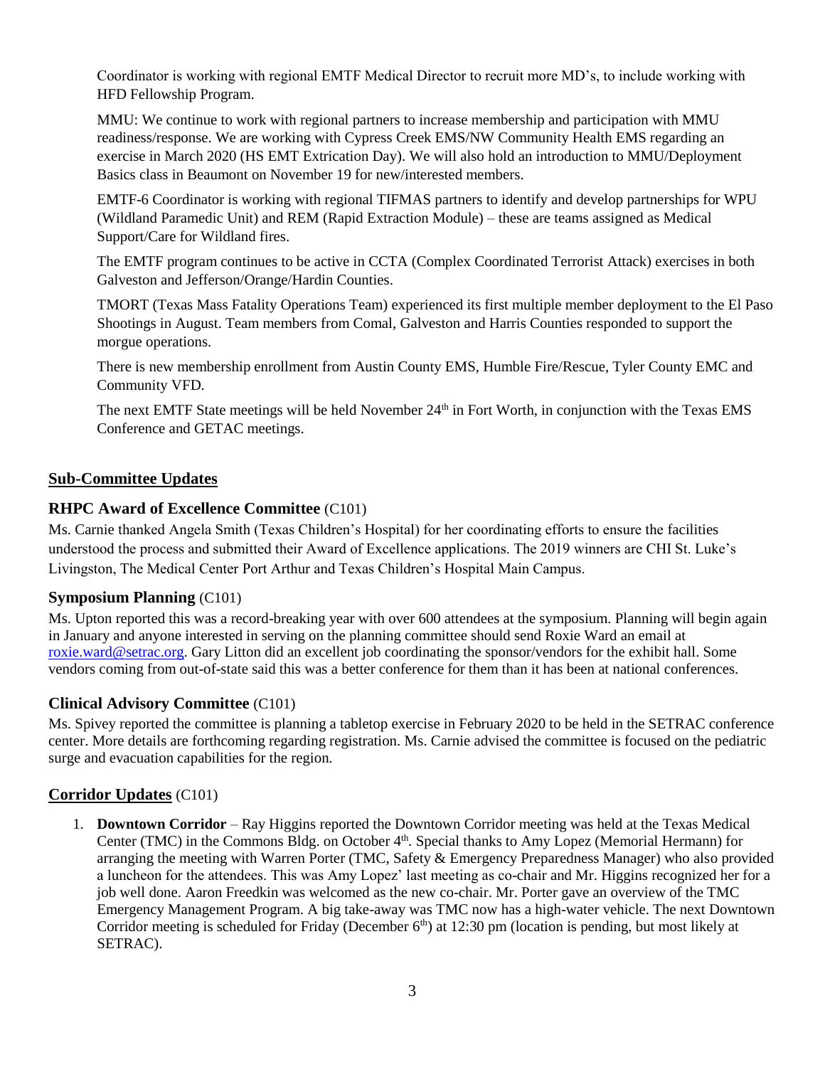Coordinator is working with regional EMTF Medical Director to recruit more MD's, to include working with HFD Fellowship Program.

MMU: We continue to work with regional partners to increase membership and participation with MMU readiness/response. We are working with Cypress Creek EMS/NW Community Health EMS regarding an exercise in March 2020 (HS EMT Extrication Day). We will also hold an introduction to MMU/Deployment Basics class in Beaumont on November 19 for new/interested members.

EMTF-6 Coordinator is working with regional TIFMAS partners to identify and develop partnerships for WPU (Wildland Paramedic Unit) and REM (Rapid Extraction Module) – these are teams assigned as Medical Support/Care for Wildland fires.

The EMTF program continues to be active in CCTA (Complex Coordinated Terrorist Attack) exercises in both Galveston and Jefferson/Orange/Hardin Counties.

TMORT (Texas Mass Fatality Operations Team) experienced its first multiple member deployment to the El Paso Shootings in August. Team members from Comal, Galveston and Harris Counties responded to support the morgue operations.

There is new membership enrollment from Austin County EMS, Humble Fire/Rescue, Tyler County EMC and Community VFD.

The next EMTF State meetings will be held November 24th in Fort Worth, in conjunction with the Texas EMS Conference and GETAC meetings.

## Sub-Committee Updates

### RHPC Award of Excellence Committee (C101)

Ms. Carnie thanked Angela Smith (Texas Children's Hospital) for her coordinating efforts to ensure the facilities understood the process and submitted their Award of Excellence applications. The 2019 winners are CHI St. Luke's Livingston, The Medical Center Port Arthur and Texas Children's Hospital Main Campus.

### Symposium Planning (C101)

Ms. Upton reported this was a record-breaking year with over 600 attendees at the symposium. Planning will begin again in January and anyone interested in serving on the planning committee should send Roxie Ward an email at roxie.ward@setrac.org. Gary Litton did an excellent job coordinating the sponsor/vendors for the exhibit hall. Some vendors coming from out-of-state said this was a better conference for them than it has been at national conferences.

### Clinical Advisory Committee (C101)

Ms. Spivey reported the committee is planning a tabletop exercise in February 2020 to be held in the SETRAC conference center. More details are forthcoming regarding registration. Ms. Carnie advised the committee is focused on the pediatric surge and evacuation capabilities for the region.

## Corridor Updates (C101)

1. **Downtown Corridor** – Ray Higgins reported the Downtown Corridor meeting was held at the Texas Medical Center (TMC) in the Commons Bldg. on October 4th. Special thanks to Amy Lopez (Memorial Hermann) for arranging the meeting with Warren Porter (TMC, Safety & Emergency Preparedness Manager) who also provided a luncheon for the attendees. This was Amy Lopez' last meeting as co-chair and Mr. Higgins recognized her for a job well done. Aaron Freedkin was welcomed as the new co-chair. Mr. Porter gave an overview of the TMC Emergency Management Program. A big take-away was TMC now has a high-water vehicle. The next Downtown Corridor meeting is scheduled for Friday (December 6th) at 12:30 pm (location is pending, but most likely at SETRAC).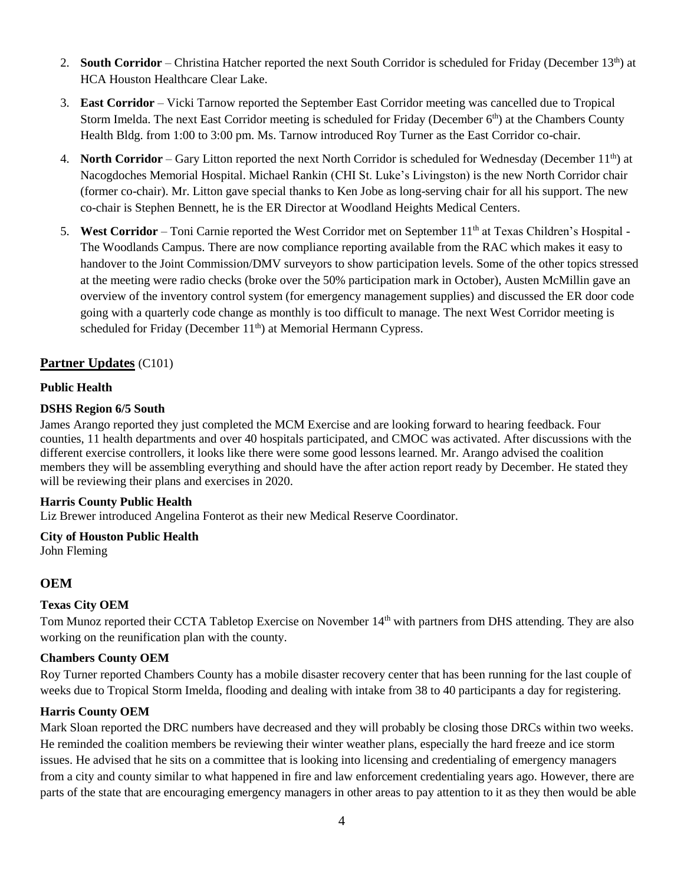2. **South Corridor** – Christina Hatcher reported the next South Corridor is scheduled for Friday (December 13th) at HCA Houston Healthcare Clear Lake.
3. **East Corridor** – Vicki Tarnow reported the September East Corridor meeting was cancelled due to Tropical Storm Imelda. The next East Corridor meeting is scheduled for Friday (December 6th) at the Chambers County Health Bldg. from 1:00 to 3:00 pm. Ms. Tarnow introduced Roy Turner as the East Corridor co-chair.
4. **North Corridor** – Gary Litton reported the next North Corridor is scheduled for Wednesday (December 11th) at Nacogdoches Memorial Hospital. Michael Rankin (CHI St. Luke's Livingston) is the new North Corridor chair (former co-chair). Mr. Litton gave special thanks to Ken Jobe as long-serving chair for all his support. The new co-chair is Stephen Bennett, he is the ER Director at Woodland Heights Medical Centers.
5. **West Corridor** – Toni Carnie reported the West Corridor met on September 11th at Texas Children's Hospital - The Woodlands Campus. There are now compliance reporting available from the RAC which makes it easy to handover to the Joint Commission/DMV surveyors to show participation levels. Some of the other topics stressed at the meeting were radio checks (broke over the 50% participation mark in October), Austen McMillin gave an overview of the inventory control system (for emergency management supplies) and discussed the ER door code going with a quarterly code change as monthly is too difficult to manage. The next West Corridor meeting is scheduled for Friday (December 11th) at Memorial Hermann Cypress.

## Partner Updates (C101)

### Public Health

**DSHS Region 6/5 South**

James Arango reported they just completed the MCM Exercise and are looking forward to hearing feedback. Four counties, 11 health departments and over 40 hospitals participated, and CMOC was activated. After discussions with the different exercise controllers, it looks like there were some good lessons learned. Mr. Arango advised the coalition members they will be assembling everything and should have the after action report ready by December. He stated they will be reviewing their plans and exercises in 2020.

**Harris County Public Health**

Liz Brewer introduced Angelina Fonterot as their new Medical Reserve Coordinator.

**City of Houston Public Health**

John Fleming

### OEM

**Texas City OEM**

Tom Munoz reported their CCTA Tabletop Exercise on November 14th with partners from DHS attending. They are also working on the reunification plan with the county.

**Chambers County OEM**

Roy Turner reported Chambers County has a mobile disaster recovery center that has been running for the last couple of weeks due to Tropical Storm Imelda, flooding and dealing with intake from 38 to 40 participants a day for registering.

**Harris County OEM**

Mark Sloan reported the DRC numbers have decreased and they will probably be closing those DRCs within two weeks. He reminded the coalition members be reviewing their winter weather plans, especially the hard freeze and ice storm issues. He advised that he sits on a committee that is looking into licensing and credentialing of emergency managers from a city and county similar to what happened in fire and law enforcement credentialing years ago. However, there are parts of the state that are encouraging emergency managers in other areas to pay attention to it as they then would be able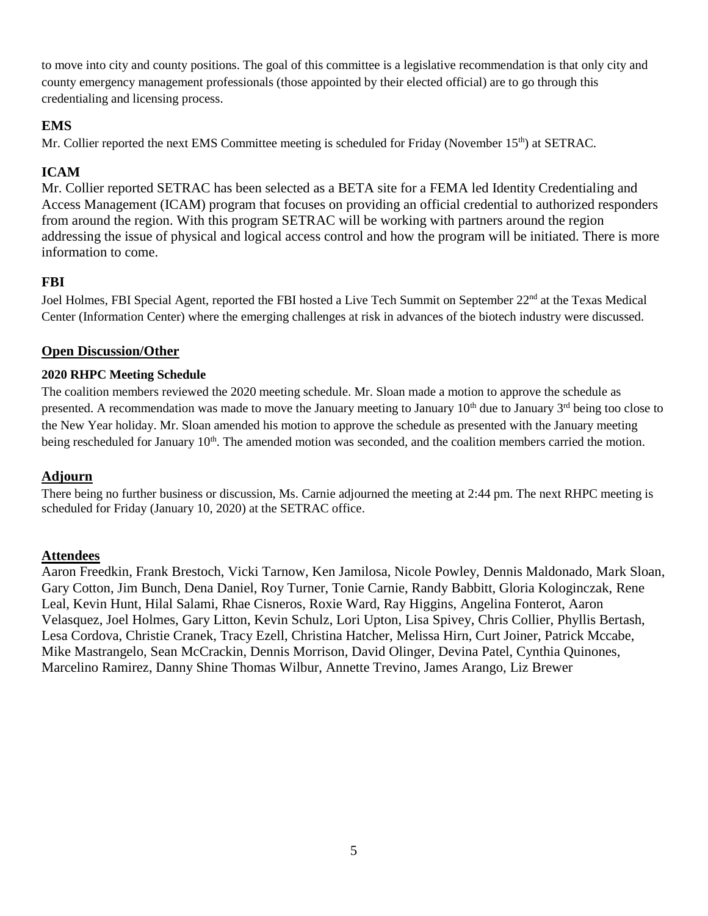to move into city and county positions. The goal of this committee is a legislative recommendation is that only city and county emergency management professionals (those appointed by their elected official) are to go through this credentialing and licensing process.

### EMS

Mr. Collier reported the next EMS Committee meeting is scheduled for Friday (November 15th) at SETRAC.

### ICAM

Mr. Collier reported SETRAC has been selected as a BETA site for a FEMA led Identity Credentialing and Access Management (ICAM) program that focuses on providing an official credential to authorized responders from around the region. With this program SETRAC will be working with partners around the region addressing the issue of physical and logical access control and how the program will be initiated. There is more information to come.

### FBI

Joel Holmes, FBI Special Agent, reported the FBI hosted a Live Tech Summit on September 22nd at the Texas Medical Center (Information Center) where the emerging challenges at risk in advances of the biotech industry were discussed.

## Open Discussion/Other

#### 2020 RHPC Meeting Schedule

The coalition members reviewed the 2020 meeting schedule. Mr. Sloan made a motion to approve the schedule as presented. A recommendation was made to move the January meeting to January 10th due to January 3rd being too close to the New Year holiday. Mr. Sloan amended his motion to approve the schedule as presented with the January meeting being rescheduled for January 10th. The amended motion was seconded, and the coalition members carried the motion.

## Adjourn

There being no further business or discussion, Ms. Carnie adjourned the meeting at 2:44 pm. The next RHPC meeting is scheduled for Friday (January 10, 2020) at the SETRAC office.

## Attendees

Aaron Freedkin, Frank Brestoch, Vicki Tarnow, Ken Jamilosa, Nicole Powley, Dennis Maldonado, Mark Sloan, Gary Cotton, Jim Bunch, Dena Daniel, Roy Turner, Tonie Carnie, Randy Babbitt, Gloria Kologinczak, Rene Leal, Kevin Hunt, Hilal Salami, Rhae Cisneros, Roxie Ward, Ray Higgins, Angelina Fonterot, Aaron Velasquez, Joel Holmes, Gary Litton, Kevin Schulz, Lori Upton, Lisa Spivey, Chris Collier, Phyllis Bertash, Lesa Cordova, Christie Cranek, Tracy Ezell, Christina Hatcher, Melissa Hirn, Curt Joiner, Patrick Mccabe, Mike Mastrangelo, Sean McCrackin, Dennis Morrison, David Olinger, Devina Patel, Cynthia Quinones, Marcelino Ramirez, Danny Shine Thomas Wilbur, Annette Trevino, James Arango, Liz Brewer